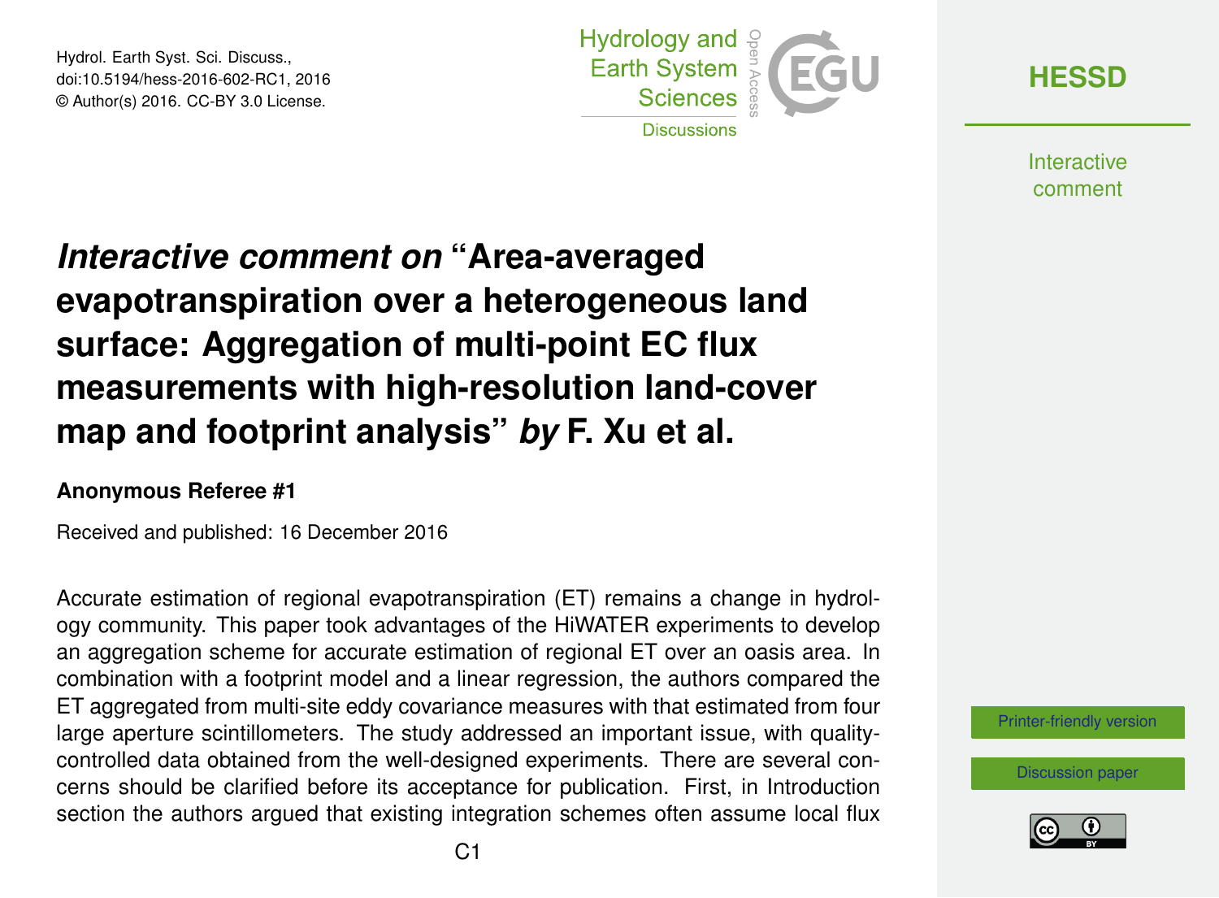# *Interactive comment on* "Area-averaged evapotranspiration over a heterogeneous land surface: Aggregation of multi-point EC flux measurements with high-resolution land-cover map and footprint analysis" *by* F. Xu et al.

**Anonymous Referee #1**

Received and published: 16 December 2016

Accurate estimation of regional evapotranspiration (ET) remains a change in hydrology community. This paper took advantages of the HiWATER experiments to develop an aggregation scheme for accurate estimation of regional ET over an oasis area. In combination with a footprint model and a linear regression, the authors compared the ET aggregated from multi-site eddy covariance measures with that estimated from four large aperture scintillometers. The study addressed an important issue, with quality-controlled data obtained from the well-designed experiments. There are several concerns should be clarified before its acceptance for publication. First, in Introduction section the authors argued that existing integration schemes often assume local flux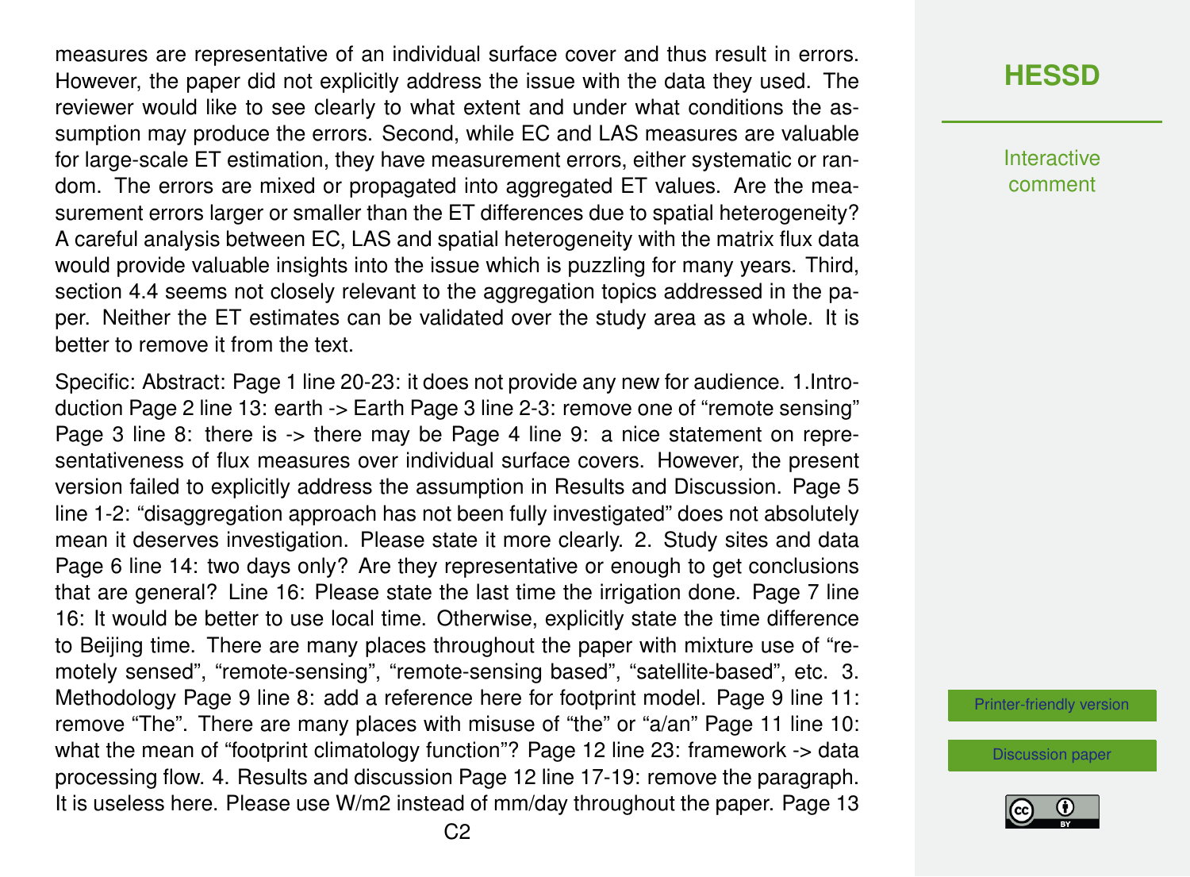measures are representative of an individual surface cover and thus result in errors. However, the paper did not explicitly address the issue with the data they used. The reviewer would like to see clearly to what extent and under what conditions the assumption may produce the errors. Second, while EC and LAS measures are valuable for large-scale ET estimation, they have measurement errors, either systematic or random. The errors are mixed or propagated into aggregated ET values. Are the measurement errors larger or smaller than the ET differences due to spatial heterogeneity? A careful analysis between EC, LAS and spatial heterogeneity with the matrix flux data would provide valuable insights into the issue which is puzzling for many years. Third, section 4.4 seems not closely relevant to the aggregation topics addressed in the paper. Neither the ET estimates can be validated over the study area as a whole. It is better to remove it from the text.

Specific: Abstract: Page 1 line 20-23: it does not provide any new for audience. 1.Introduction Page 2 line 13: earth -> Earth Page 3 line 2-3: remove one of "remote sensing" Page 3 line 8: there is -> there may be Page 4 line 9: a nice statement on representativeness of flux measures over individual surface covers. However, the present version failed to explicitly address the assumption in Results and Discussion. Page 5 line 1-2: "disaggregation approach has not been fully investigated" does not absolutely mean it deserves investigation. Please state it more clearly. 2. Study sites and data Page 6 line 14: two days only? Are they representative or enough to get conclusions that are general? Line 16: Please state the last time the irrigation done. Page 7 line 16: It would be better to use local time. Otherwise, explicitly state the time difference to Beijing time. There are many places throughout the paper with mixture use of "remotely sensed", "remote-sensing", "remote-sensing based", "satellite-based", etc. 3. Methodology Page 9 line 8: add a reference here for footprint model. Page 9 line 11: remove "The". There are many places with misuse of "the" or "a/an" Page 11 line 10: what the mean of "footprint climatology function"? Page 12 line 23: framework -> data processing flow. 4. Results and discussion Page 12 line 17-19: remove the paragraph. It is useless here. Please use W/m2 instead of mm/day throughout the paper. Page 13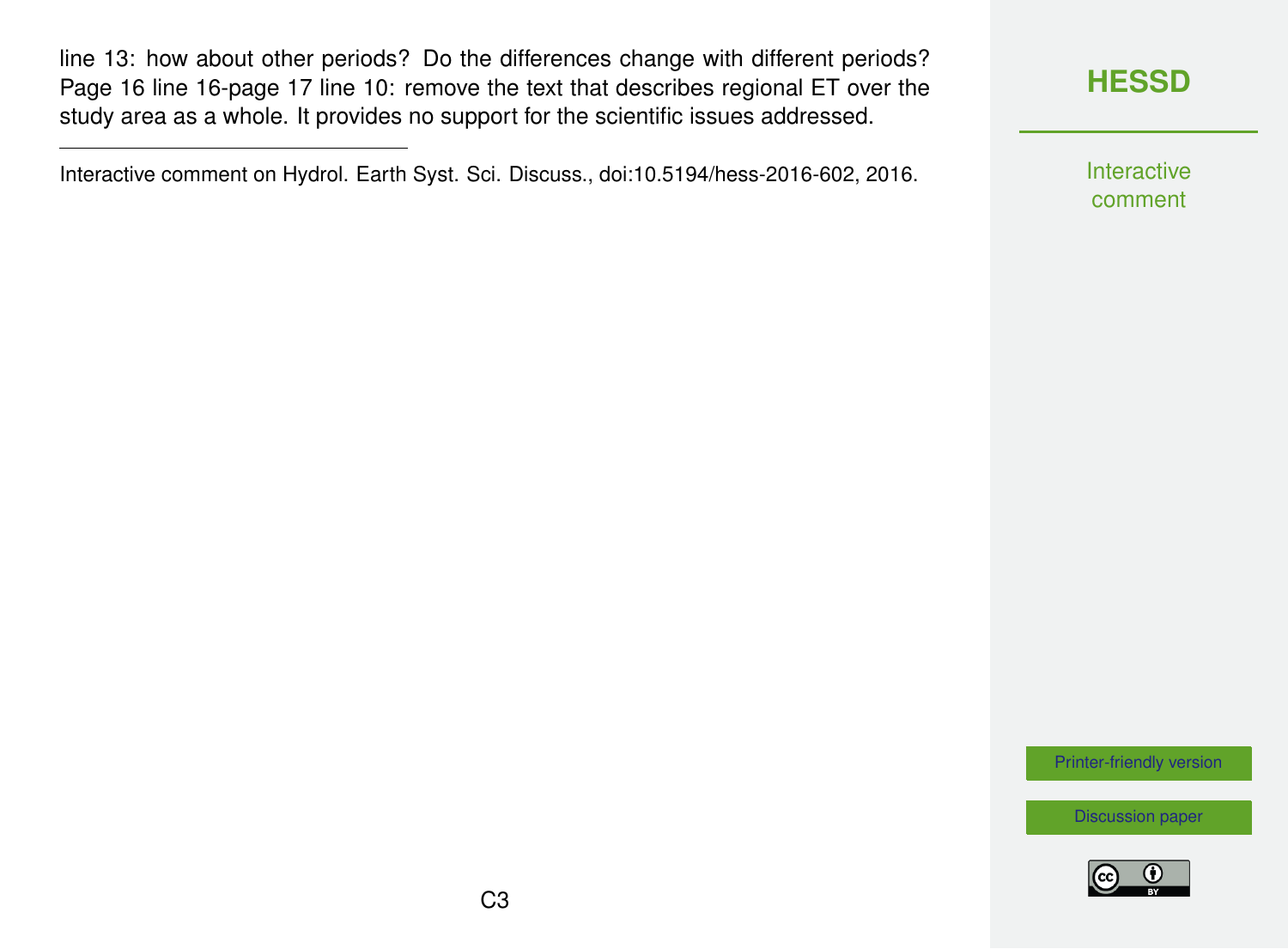line 13: how about other periods? Do the differences change with different periods? Page 16 line 16-page 17 line 10: remove the text that describes regional ET over the study area as a whole. It provides no support for the scientific issues addressed.

---

Interactive comment on Hydrol. Earth Syst. Sci. Discuss., doi:10.5194/hess-2016-602, 2016.